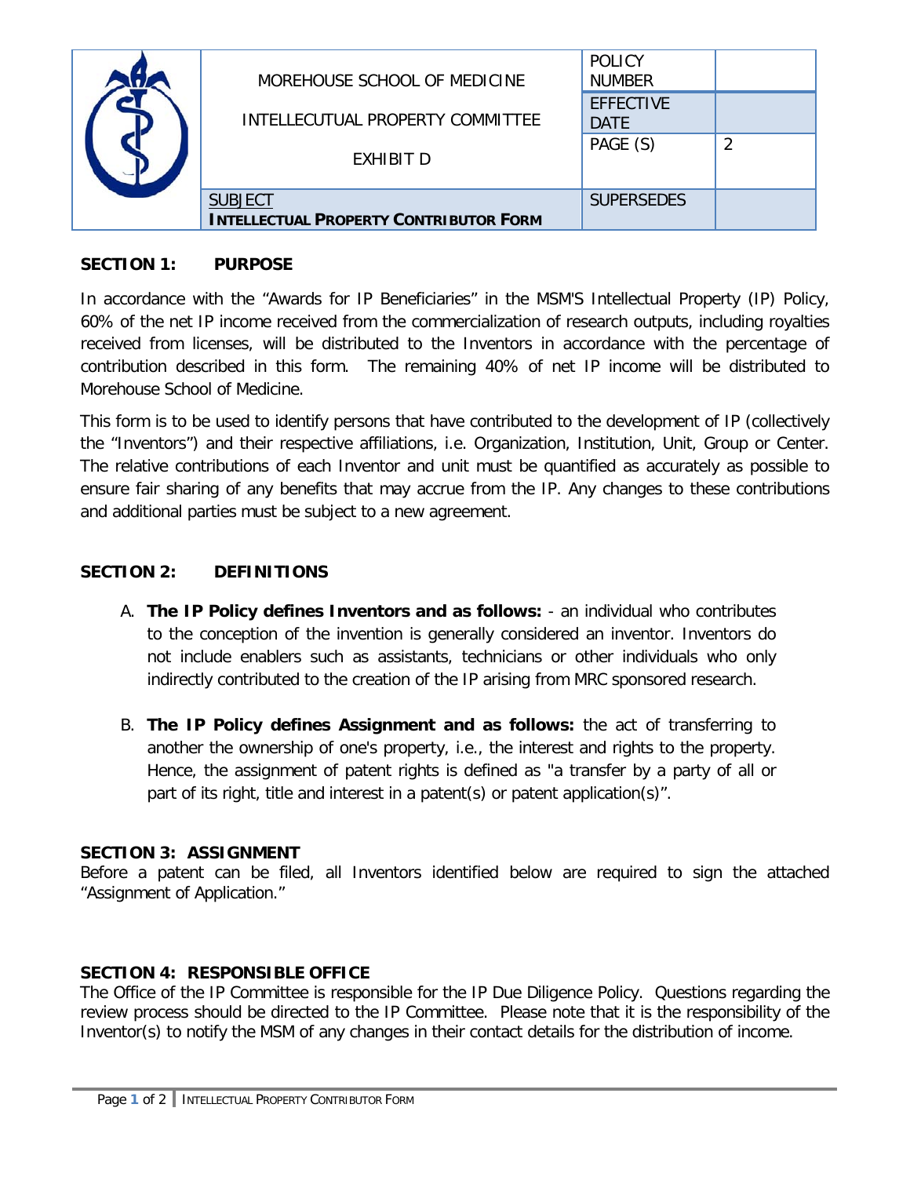| | MOREHOUSE SCHOOL OF MEDICINE<br><br>INTELLECUTUAL PROPERTY COMMITTEE<br><br>EXHIBIT D | POLICY NUMBER | |
|---|---|---|---|
| | | EFFECTIVE DATE | |
| | | PAGE (S) | 2 |
| | SUBJECT<br>**INTELLECTUAL PROPERTY CONTRIBUTOR FORM** | SUPERSEDES | |

## SECTION 1: PURPOSE

In accordance with the "Awards for IP Beneficiaries" in the MSM'S Intellectual Property (IP) Policy, 60% of the net IP income received from the commercialization of research outputs, including royalties received from licenses, will be distributed to the Inventors in accordance with the percentage of contribution described in this form. The remaining 40% of net IP income will be distributed to Morehouse School of Medicine.

This form is to be used to identify persons that have contributed to the development of IP (collectively the "Inventors") and their respective affiliations, i.e. Organization, Institution, Unit, Group or Center. The relative contributions of each Inventor and unit must be quantified as accurately as possible to ensure fair sharing of any benefits that may accrue from the IP. Any changes to these contributions and additional parties must be subject to a new agreement.

## SECTION 2: DEFINITIONS

A. **The IP Policy defines Inventors and as follows:** - an individual who contributes to the conception of the invention is generally considered an inventor. Inventors do not include enablers such as assistants, technicians or other individuals who only indirectly contributed to the creation of the IP arising from MRC sponsored research.

B. **The IP Policy defines Assignment and as follows:** the act of transferring to another the ownership of one's property, i.e., the interest and rights to the property. Hence, the assignment of patent rights is defined as "a transfer by a party of all or part of its right, title and interest in a patent(s) or patent application(s)".

## SECTION 3: ASSIGNMENT

Before a patent can be filed, all Inventors identified below are required to sign the attached "Assignment of Application."

## SECTION 4: RESPONSIBLE OFFICE

The Office of the IP Committee is responsible for the IP Due Diligence Policy. Questions regarding the review process should be directed to the IP Committee. Please note that it is the responsibility of the Inventor(s) to notify the MSM of any changes in their contact details for the distribution of income.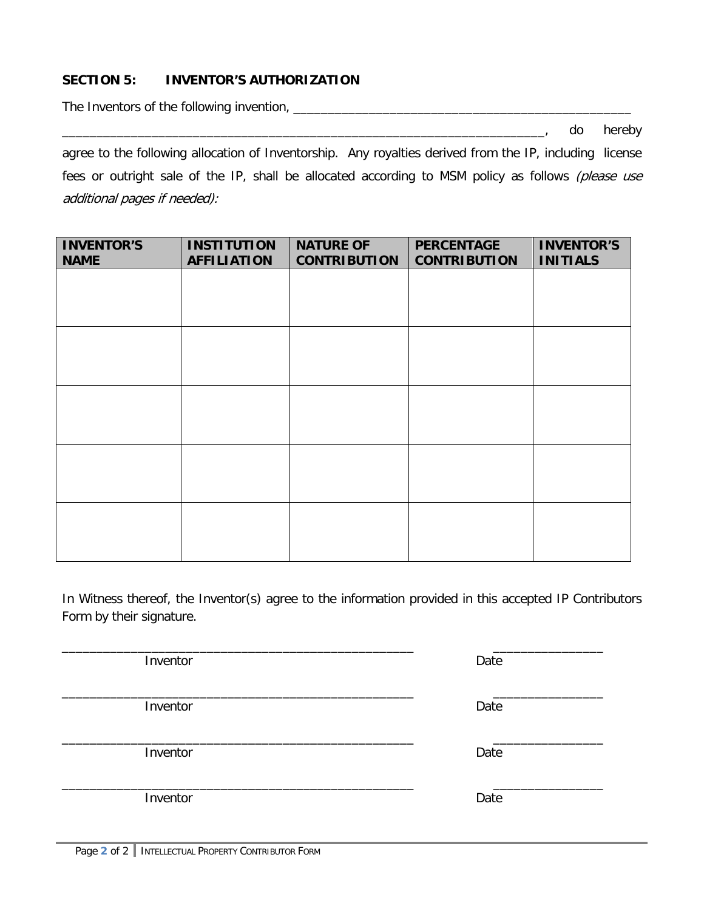**SECTION 5: INVENTOR'S AUTHORIZATION**

The Inventors of the following invention, ____________________________________________________

______________________________________________________________________, do hereby agree to the following allocation of Inventorship. Any royalties derived from the IP, including license fees or outright sale of the IP, shall be allocated according to MSM policy as follows *(please use additional pages if needed):*

| INVENTOR'S NAME | INSTITUTION AFFILIATION | NATURE OF CONTRIBUTION | PERCENTAGE CONTRIBUTION | INVENTOR'S INITIALS |
|---|---|---|---|---|
| | | | | |
| | | | | |
| | | | | |
| | | | | |
| | | | | |

In Witness thereof, the Inventor(s) agree to the information provided in this accepted IP Contributors Form by their signature.

______________________________________________________ ________________
Inventor Date

______________________________________________________ ________________
Inventor Date

______________________________________________________ ________________
Inventor Date

______________________________________________________ ________________
Inventor Date